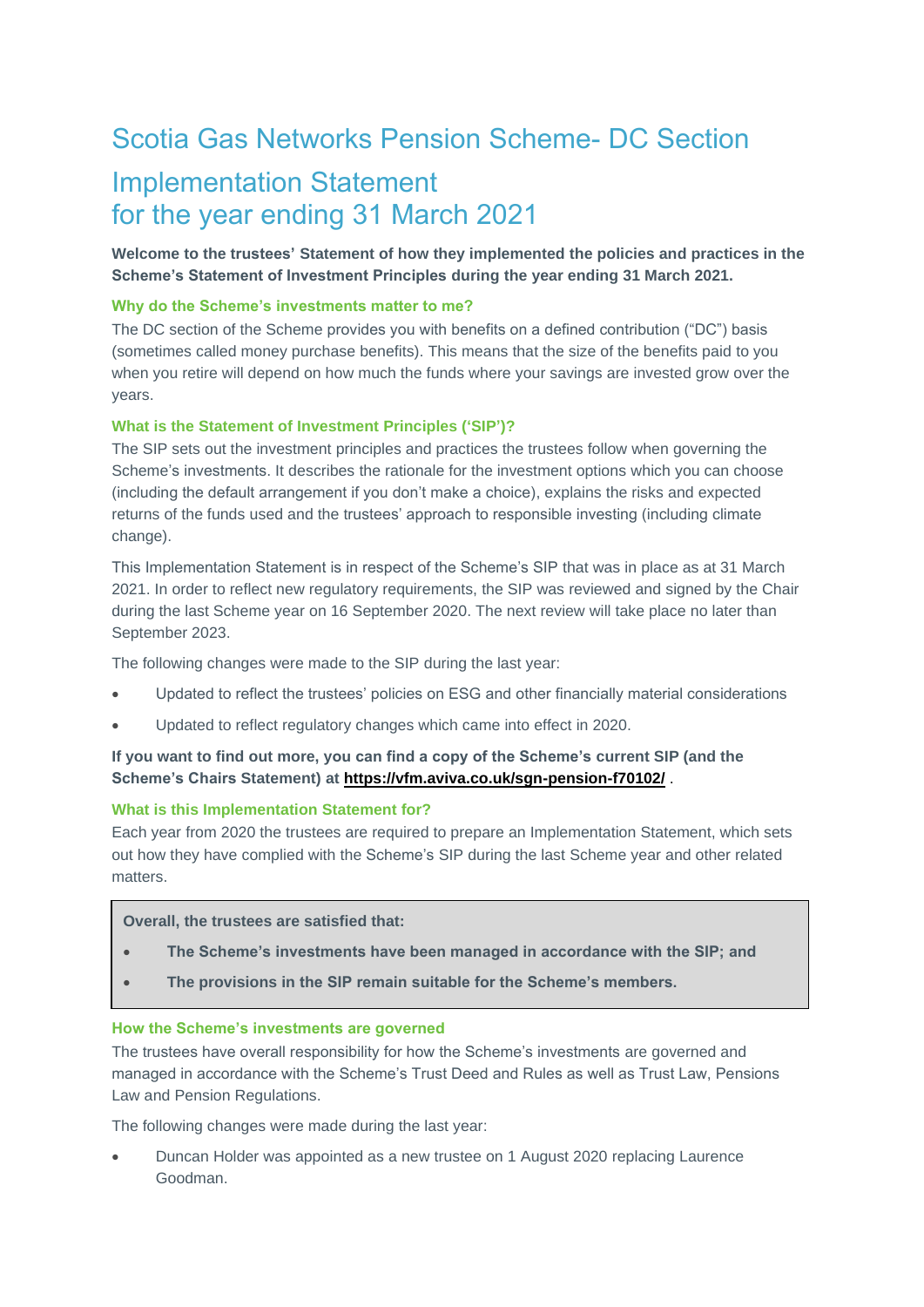# Scotia Gas Networks Pension Scheme- DC Section

# Implementation Statement for the year ending 31 March 2021

**Welcome to the trustees' Statement of how they implemented the policies and practices in the Scheme's Statement of Investment Principles during the year ending 31 March 2021.**

### Why do the Scheme's investments matter to me?

The DC section of the Scheme provides you with benefits on a defined contribution ("DC") basis (sometimes called money purchase benefits). This means that the size of the benefits paid to you when you retire will depend on how much the funds where your savings are invested grow over the years.

### What is the Statement of Investment Principles ('SIP')?

The SIP sets out the investment principles and practices the trustees follow when governing the Scheme's investments. It describes the rationale for the investment options which you can choose (including the default arrangement if you don't make a choice), explains the risks and expected returns of the funds used and the trustees' approach to responsible investing (including climate change).

This Implementation Statement is in respect of the Scheme's SIP that was in place as at 31 March 2021. In order to reflect new regulatory requirements, the SIP was reviewed and signed by the Chair during the last Scheme year on 16 September 2020. The next review will take place no later than September 2023.

The following changes were made to the SIP during the last year:

- Updated to reflect the trustees' policies on ESG and other financially material considerations
- Updated to reflect regulatory changes which came into effect in 2020.

**If you want to find out more, you can find a copy of the Scheme's current SIP (and the Scheme's Chairs Statement) at [https://vfm.aviva.co.uk/sgn-pension-f70102/](https://vfm.aviva.co.uk/sgn-pension-f70102/)** .

### What is this Implementation Statement for?

Each year from 2020 the trustees are required to prepare an Implementation Statement, which sets out how they have complied with the Scheme's SIP during the last Scheme year and other related matters.

**Overall, the trustees are satisfied that:**

- **The Scheme's investments have been managed in accordance with the SIP; and**
- **The provisions in the SIP remain suitable for the Scheme's members.**

### How the Scheme's investments are governed

The trustees have overall responsibility for how the Scheme's investments are governed and managed in accordance with the Scheme's Trust Deed and Rules as well as Trust Law, Pensions Law and Pension Regulations.

The following changes were made during the last year:

- Duncan Holder was appointed as a new trustee on 1 August 2020 replacing Laurence Goodman.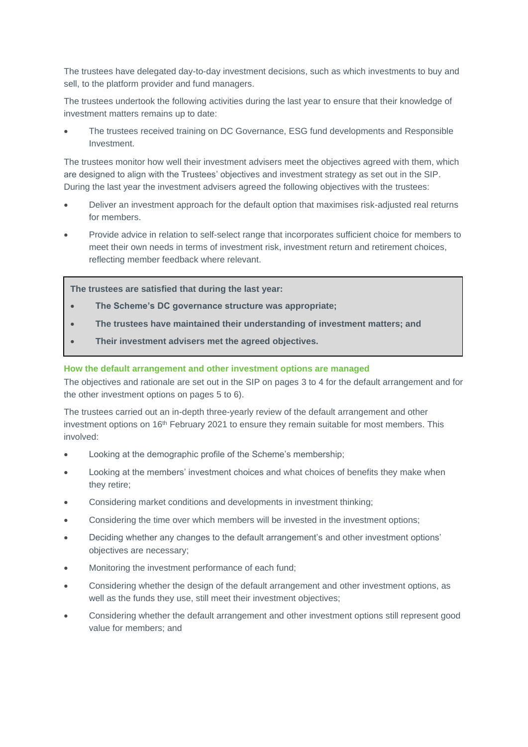The trustees have delegated day-to-day investment decisions, such as which investments to buy and sell, to the platform provider and fund managers.

The trustees undertook the following activities during the last year to ensure that their knowledge of investment matters remains up to date:

- The trustees received training on DC Governance, ESG fund developments and Responsible Investment.

The trustees monitor how well their investment advisers meet the objectives agreed with them, which are designed to align with the Trustees' objectives and investment strategy as set out in the SIP. During the last year the investment advisers agreed the following objectives with the trustees:

- Deliver an investment approach for the default option that maximises risk-adjusted real returns for members.
- Provide advice in relation to self-select range that incorporates sufficient choice for members to meet their own needs in terms of investment risk, investment return and retirement choices, reflecting member feedback where relevant.

**The trustees are satisfied that during the last year:**

- **The Scheme's DC governance structure was appropriate;**
- **The trustees have maintained their understanding of investment matters; and**
- **Their investment advisers met the agreed objectives.**

### How the default arrangement and other investment options are managed

The objectives and rationale are set out in the SIP on pages 3 to 4 for the default arrangement and for the other investment options on pages 5 to 6).

The trustees carried out an in-depth three-yearly review of the default arrangement and other investment options on 16th February 2021 to ensure they remain suitable for most members. This involved:

- Looking at the demographic profile of the Scheme's membership;
- Looking at the members' investment choices and what choices of benefits they make when they retire;
- Considering market conditions and developments in investment thinking;
- Considering the time over which members will be invested in the investment options;
- Deciding whether any changes to the default arrangement's and other investment options' objectives are necessary;
- Monitoring the investment performance of each fund;
- Considering whether the design of the default arrangement and other investment options, as well as the funds they use, still meet their investment objectives;
- Considering whether the default arrangement and other investment options still represent good value for members; and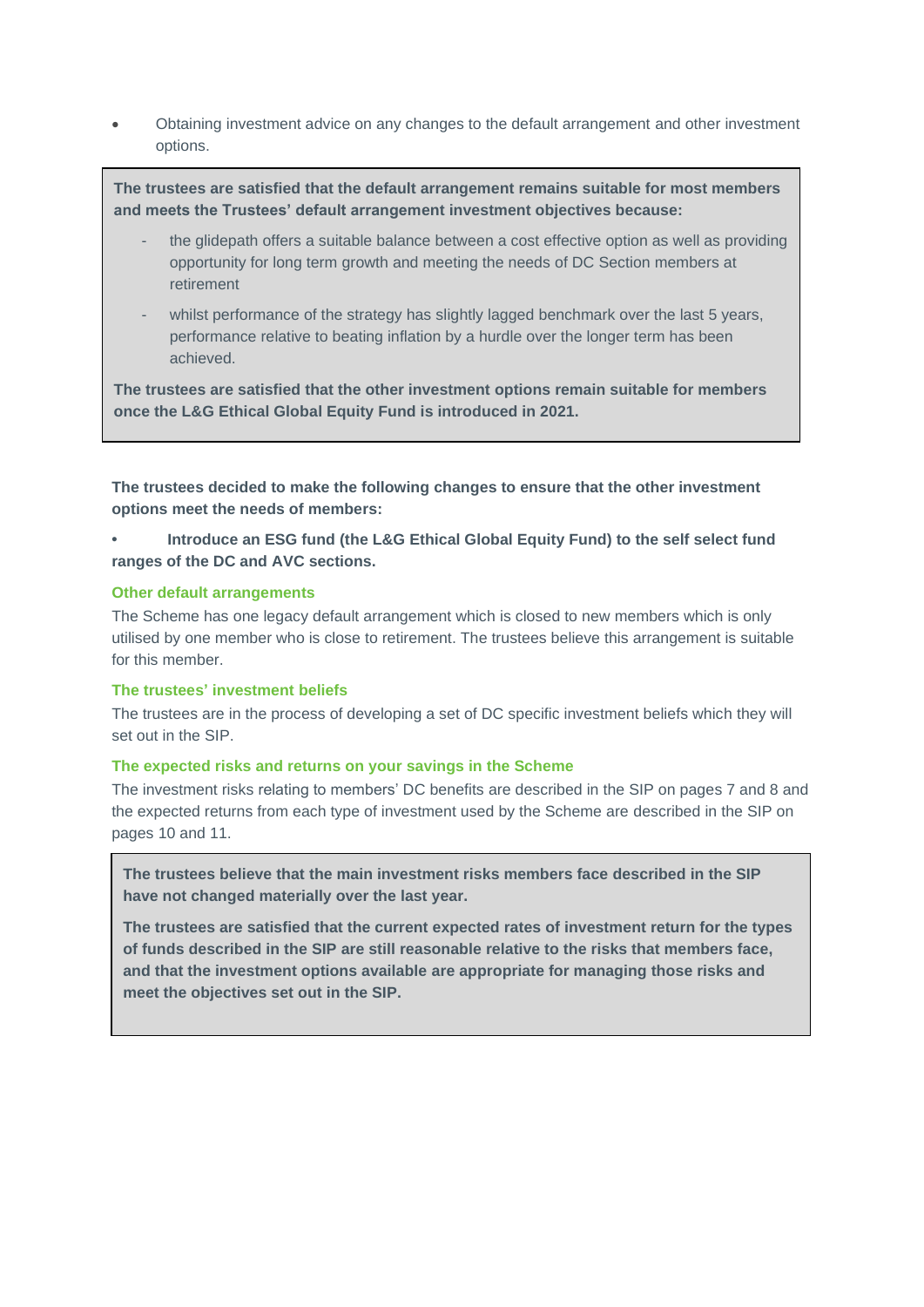- Obtaining investment advice on any changes to the default arrangement and other investment options.

**The trustees are satisfied that the default arrangement remains suitable for most members and meets the Trustees' default arrangement investment objectives because:**

- the glidepath offers a suitable balance between a cost effective option as well as providing opportunity for long term growth and meeting the needs of DC Section members at retirement
- whilst performance of the strategy has slightly lagged benchmark over the last 5 years, performance relative to beating inflation by a hurdle over the longer term has been achieved.

**The trustees are satisfied that the other investment options remain suitable for members once the L&G Ethical Global Equity Fund is introduced in 2021.**

**The trustees decided to make the following changes to ensure that the other investment options meet the needs of members:**

- **Introduce an ESG fund (the L&G Ethical Global Equity Fund) to the self select fund ranges of the DC and AVC sections.**

### Other default arrangements

The Scheme has one legacy default arrangement which is closed to new members which is only utilised by one member who is close to retirement. The trustees believe this arrangement is suitable for this member.

### The trustees' investment beliefs

The trustees are in the process of developing a set of DC specific investment beliefs which they will set out in the SIP.

### The expected risks and returns on your savings in the Scheme

The investment risks relating to members' DC benefits are described in the SIP on pages 7 and 8 and the expected returns from each type of investment used by the Scheme are described in the SIP on pages 10 and 11.

**The trustees believe that the main investment risks members face described in the SIP have not changed materially over the last year.**

**The trustees are satisfied that the current expected rates of investment return for the types of funds described in the SIP are still reasonable relative to the risks that members face, and that the investment options available are appropriate for managing those risks and meet the objectives set out in the SIP.**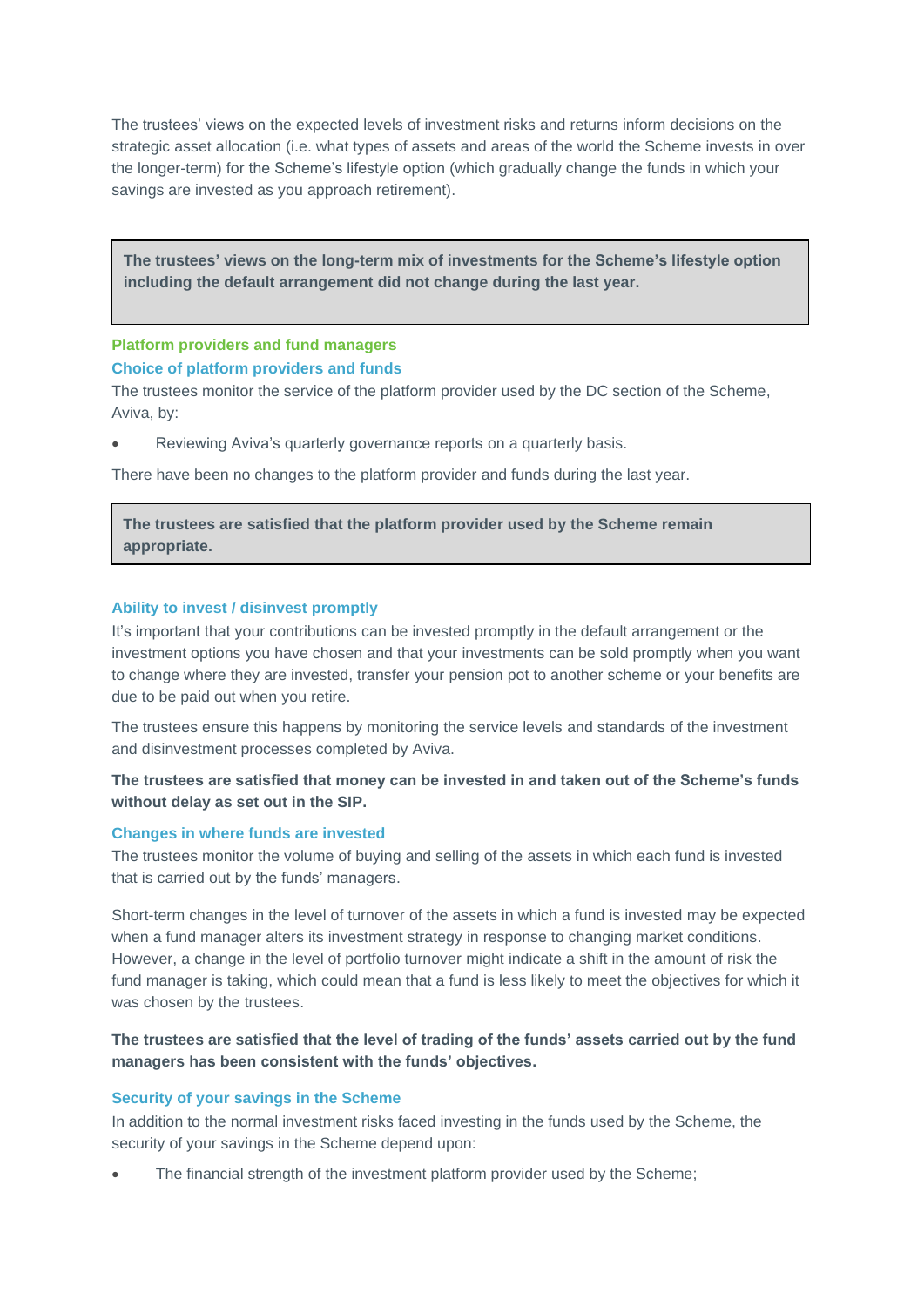The trustees' views on the expected levels of investment risks and returns inform decisions on the strategic asset allocation (i.e. what types of assets and areas of the world the Scheme invests in over the longer-term) for the Scheme's lifestyle option (which gradually change the funds in which your savings are invested as you approach retirement).

**The trustees' views on the long-term mix of investments for the Scheme's lifestyle option including the default arrangement did not change during the last year.**

## Platform providers and fund managers

### Choice of platform providers and funds

The trustees monitor the service of the platform provider used by the DC section of the Scheme, Aviva, by:

- Reviewing Aviva's quarterly governance reports on a quarterly basis.

There have been no changes to the platform provider and funds during the last year.

**The trustees are satisfied that the platform provider used by the Scheme remain appropriate.**

### Ability to invest / disinvest promptly

It's important that your contributions can be invested promptly in the default arrangement or the investment options you have chosen and that your investments can be sold promptly when you want to change where they are invested, transfer your pension pot to another scheme or your benefits are due to be paid out when you retire.

The trustees ensure this happens by monitoring the service levels and standards of the investment and disinvestment processes completed by Aviva.

**The trustees are satisfied that money can be invested in and taken out of the Scheme's funds without delay as set out in the SIP.**

### Changes in where funds are invested

The trustees monitor the volume of buying and selling of the assets in which each fund is invested that is carried out by the funds' managers.

Short-term changes in the level of turnover of the assets in which a fund is invested may be expected when a fund manager alters its investment strategy in response to changing market conditions. However, a change in the level of portfolio turnover might indicate a shift in the amount of risk the fund manager is taking, which could mean that a fund is less likely to meet the objectives for which it was chosen by the trustees.

**The trustees are satisfied that the level of trading of the funds' assets carried out by the fund managers has been consistent with the funds' objectives.**

### Security of your savings in the Scheme

In addition to the normal investment risks faced investing in the funds used by the Scheme, the security of your savings in the Scheme depend upon:

- The financial strength of the investment platform provider used by the Scheme;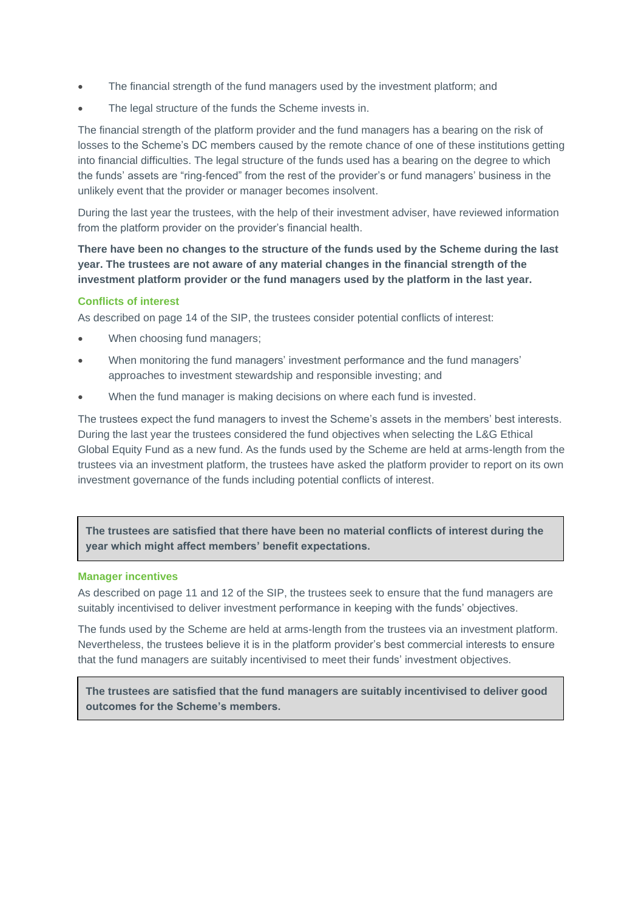- The financial strength of the fund managers used by the investment platform; and
- The legal structure of the funds the Scheme invests in.

The financial strength of the platform provider and the fund managers has a bearing on the risk of losses to the Scheme's DC members caused by the remote chance of one of these institutions getting into financial difficulties. The legal structure of the funds used has a bearing on the degree to which the funds' assets are "ring-fenced" from the rest of the provider's or fund managers' business in the unlikely event that the provider or manager becomes insolvent.

During the last year the trustees, with the help of their investment adviser, have reviewed information from the platform provider on the provider's financial health.

**There have been no changes to the structure of the funds used by the Scheme during the last year. The trustees are not aware of any material changes in the financial strength of the investment platform provider or the fund managers used by the platform in the last year.**

### Conflicts of interest

As described on page 14 of the SIP, the trustees consider potential conflicts of interest:

- When choosing fund managers;
- When monitoring the fund managers' investment performance and the fund managers' approaches to investment stewardship and responsible investing; and
- When the fund manager is making decisions on where each fund is invested.

The trustees expect the fund managers to invest the Scheme's assets in the members' best interests. During the last year the trustees considered the fund objectives when selecting the L&G Ethical Global Equity Fund as a new fund. As the funds used by the Scheme are held at arms-length from the trustees via an investment platform, the trustees have asked the platform provider to report on its own investment governance of the funds including potential conflicts of interest.

**The trustees are satisfied that there have been no material conflicts of interest during the year which might affect members' benefit expectations.**

### Manager incentives

As described on page 11 and 12 of the SIP, the trustees seek to ensure that the fund managers are suitably incentivised to deliver investment performance in keeping with the funds' objectives.

The funds used by the Scheme are held at arms-length from the trustees via an investment platform. Nevertheless, the trustees believe it is in the platform provider's best commercial interests to ensure that the fund managers are suitably incentivised to meet their funds' investment objectives.

**The trustees are satisfied that the fund managers are suitably incentivised to deliver good outcomes for the Scheme's members.**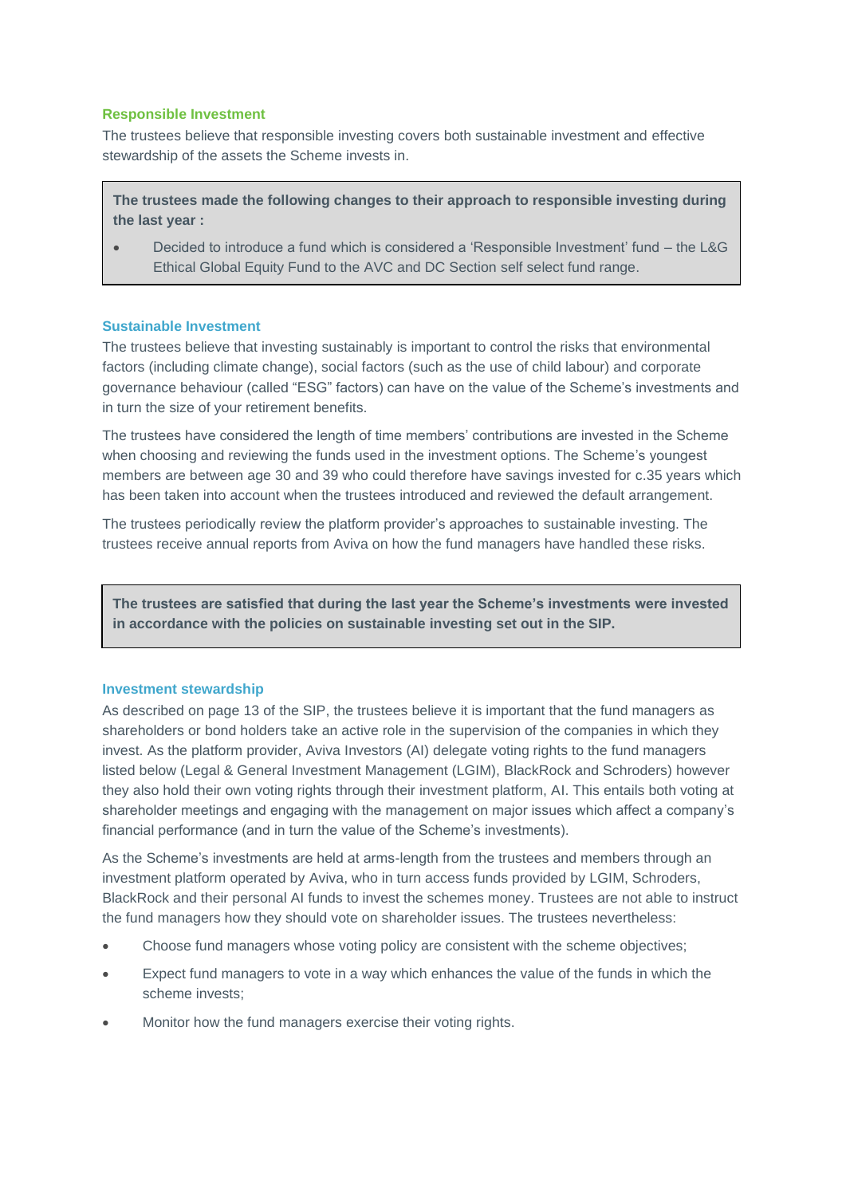## Responsible Investment

The trustees believe that responsible investing covers both sustainable investment and effective stewardship of the assets the Scheme invests in.

> **The trustees made the following changes to their approach to responsible investing during the last year :**
>
> - Decided to introduce a fund which is considered a 'Responsible Investment' fund – the L&G Ethical Global Equity Fund to the AVC and DC Section self select fund range.

### Sustainable Investment

The trustees believe that investing sustainably is important to control the risks that environmental factors (including climate change), social factors (such as the use of child labour) and corporate governance behaviour (called "ESG" factors) can have on the value of the Scheme's investments and in turn the size of your retirement benefits.

The trustees have considered the length of time members' contributions are invested in the Scheme when choosing and reviewing the funds used in the investment options. The Scheme's youngest members are between age 30 and 39 who could therefore have savings invested for c.35 years which has been taken into account when the trustees introduced and reviewed the default arrangement.

The trustees periodically review the platform provider's approaches to sustainable investing. The trustees receive annual reports from Aviva on how the fund managers have handled these risks.

> **The trustees are satisfied that during the last year the Scheme's investments were invested in accordance with the policies on sustainable investing set out in the SIP.**

### Investment stewardship

As described on page 13 of the SIP, the trustees believe it is important that the fund managers as shareholders or bond holders take an active role in the supervision of the companies in which they invest. As the platform provider, Aviva Investors (AI) delegate voting rights to the fund managers listed below (Legal & General Investment Management (LGIM), BlackRock and Schroders) however they also hold their own voting rights through their investment platform, AI. This entails both voting at shareholder meetings and engaging with the management on major issues which affect a company's financial performance (and in turn the value of the Scheme's investments).

As the Scheme's investments are held at arms-length from the trustees and members through an investment platform operated by Aviva, who in turn access funds provided by LGIM, Schroders, BlackRock and their personal AI funds to invest the schemes money. Trustees are not able to instruct the fund managers how they should vote on shareholder issues. The trustees nevertheless:

- Choose fund managers whose voting policy are consistent with the scheme objectives;
- Expect fund managers to vote in a way which enhances the value of the funds in which the scheme invests;
- Monitor how the fund managers exercise their voting rights.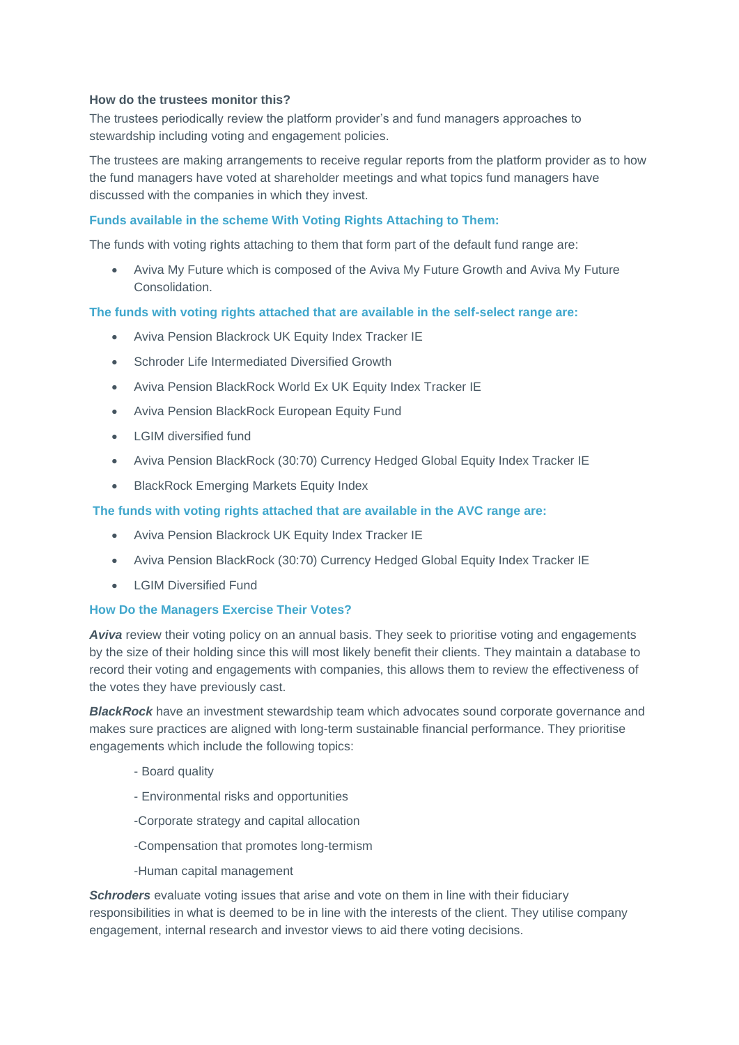**How do the trustees monitor this?**

The trustees periodically review the platform provider's and fund managers approaches to stewardship including voting and engagement policies.

The trustees are making arrangements to receive regular reports from the platform provider as to how the fund managers have voted at shareholder meetings and what topics fund managers have discussed with the companies in which they invest.

### Funds available in the scheme With Voting Rights Attaching to Them:

The funds with voting rights attaching to them that form part of the default fund range are:

- Aviva My Future which is composed of the Aviva My Future Growth and Aviva My Future Consolidation.

### The funds with voting rights attached that are available in the self-select range are:

- Aviva Pension Blackrock UK Equity Index Tracker IE
- Schroder Life Intermediated Diversified Growth
- Aviva Pension BlackRock World Ex UK Equity Index Tracker IE
- Aviva Pension BlackRock European Equity Fund
- LGIM diversified fund
- Aviva Pension BlackRock (30:70) Currency Hedged Global Equity Index Tracker IE
- BlackRock Emerging Markets Equity Index

### The funds with voting rights attached that are available in the AVC range are:

- Aviva Pension Blackrock UK Equity Index Tracker IE
- Aviva Pension BlackRock (30:70) Currency Hedged Global Equity Index Tracker IE
- LGIM Diversified Fund

### How Do the Managers Exercise Their Votes?

***Aviva*** review their voting policy on an annual basis. They seek to prioritise voting and engagements by the size of their holding since this will most likely benefit their clients. They maintain a database to record their voting and engagements with companies, this allows them to review the effectiveness of the votes they have previously cast.

***BlackRock*** have an investment stewardship team which advocates sound corporate governance and makes sure practices are aligned with long-term sustainable financial performance. They prioritise engagements which include the following topics:

- Board quality
- Environmental risks and opportunities
- Corporate strategy and capital allocation
- Compensation that promotes long-termism
- Human capital management

***Schroders*** evaluate voting issues that arise and vote on them in line with their fiduciary responsibilities in what is deemed to be in line with the interests of the client. They utilise company engagement, internal research and investor views to aid there voting decisions.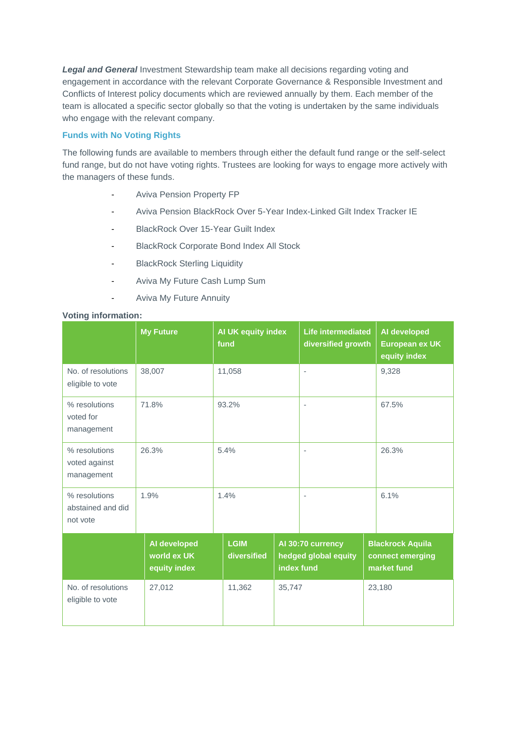***Legal and General*** Investment Stewardship team make all decisions regarding voting and engagement in accordance with the relevant Corporate Governance & Responsible Investment and Conflicts of Interest policy documents which are reviewed annually by them. Each member of the team is allocated a specific sector globally so that the voting is undertaken by the same individuals who engage with the relevant company.

### Funds with No Voting Rights

The following funds are available to members through either the default fund range or the self-select fund range, but do not have voting rights. Trustees are looking for ways to engage more actively with the managers of these funds.

- Aviva Pension Property FP
- Aviva Pension BlackRock Over 5-Year Index-Linked Gilt Index Tracker IE
- BlackRock Over 15-Year Guilt Index
- BlackRock Corporate Bond Index All Stock
- BlackRock Sterling Liquidity
- Aviva My Future Cash Lump Sum
- Aviva My Future Annuity

**Voting information:**

| | My Future | AI UK equity index fund | Life intermediated diversified growth | AI developed European ex UK equity index |
|---|---|---|---|---|
| No. of resolutions eligible to vote | 38,007 | 11,058 | - | 9,328 |
| % resolutions voted for management | 71.8% | 93.2% | - | 67.5% |
| % resolutions voted against management | 26.3% | 5.4% | - | 26.3% |
| % resolutions abstained and did not vote | 1.9% | 1.4% | - | 6.1% |

| | AI developed world ex UK equity index | LGIM diversified | AI 30:70 currency hedged global equity index fund | Blackrock Aquila connect emerging market fund |
|---|---|---|---|---|
| No. of resolutions eligible to vote | 27,012 | 11,362 | 35,747 | 23,180 |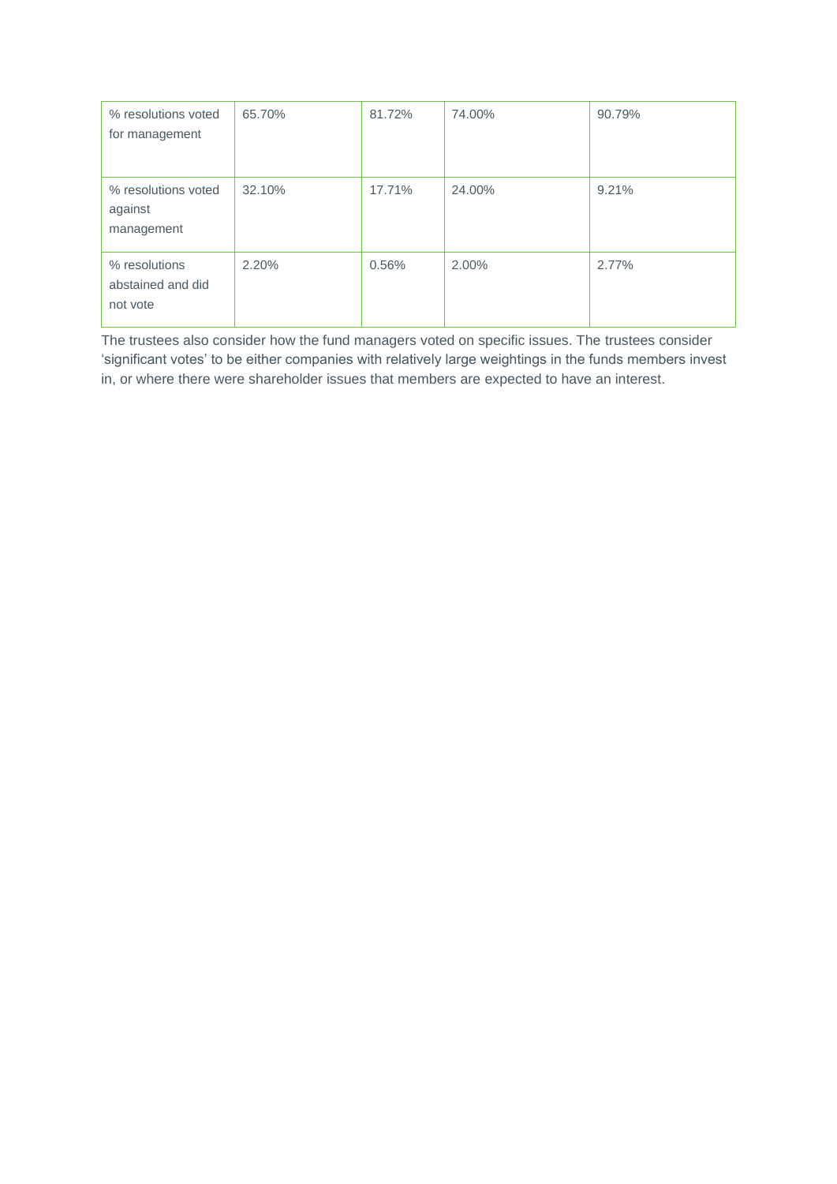| % resolutions voted for management | 65.70% | 81.72% | 74.00% | 90.79% |
|---|---|---|---|---|
| % resolutions voted against management | 32.10% | 17.71% | 24.00% | 9.21% |
| % resolutions abstained and did not vote | 2.20% | 0.56% | 2.00% | 2.77% |

The trustees also consider how the fund managers voted on specific issues. The trustees consider 'significant votes' to be either companies with relatively large weightings in the funds members invest in, or where there were shareholder issues that members are expected to have an interest.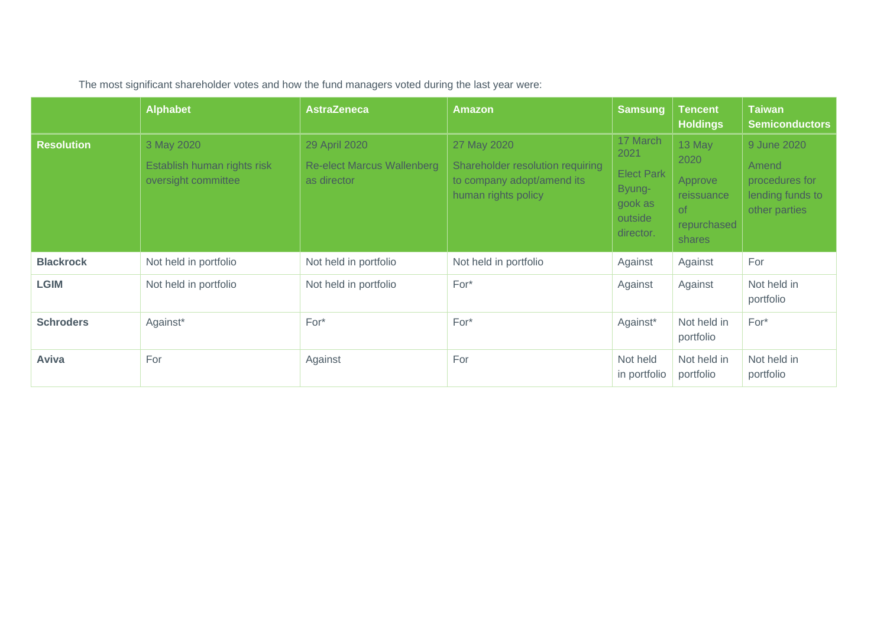The most significant shareholder votes and how the fund managers voted during the last year were:

| | Alphabet | AstraZeneca | Amazon | Samsung | Tencent Holdings | Taiwan Semiconductors |
|---|---|---|---|---|---|---|
| **Resolution** | 3 May 2020<br>Establish human rights risk oversight committee | 29 April 2020<br>Re-elect Marcus Wallenberg as director | 27 May 2020<br>Shareholder resolution requiring to company adopt/amend its human rights policy | 17 March 2021<br>Elect Park Byung-gook as outside director. | 13 May 2020<br>Approve reissuance of repurchased shares | 9 June 2020<br>Amend procedures for lending funds to other parties |
| **Blackrock** | Not held in portfolio | Not held in portfolio | Not held in portfolio | Against | Against | For |
| **LGIM** | Not held in portfolio | Not held in portfolio | For* | Against | Against | Not held in portfolio |
| **Schroders** | Against* | For* | For* | Against* | Not held in portfolio | For* |
| **Aviva** | For | Against | For | Not held in portfolio | Not held in portfolio | Not held in portfolio |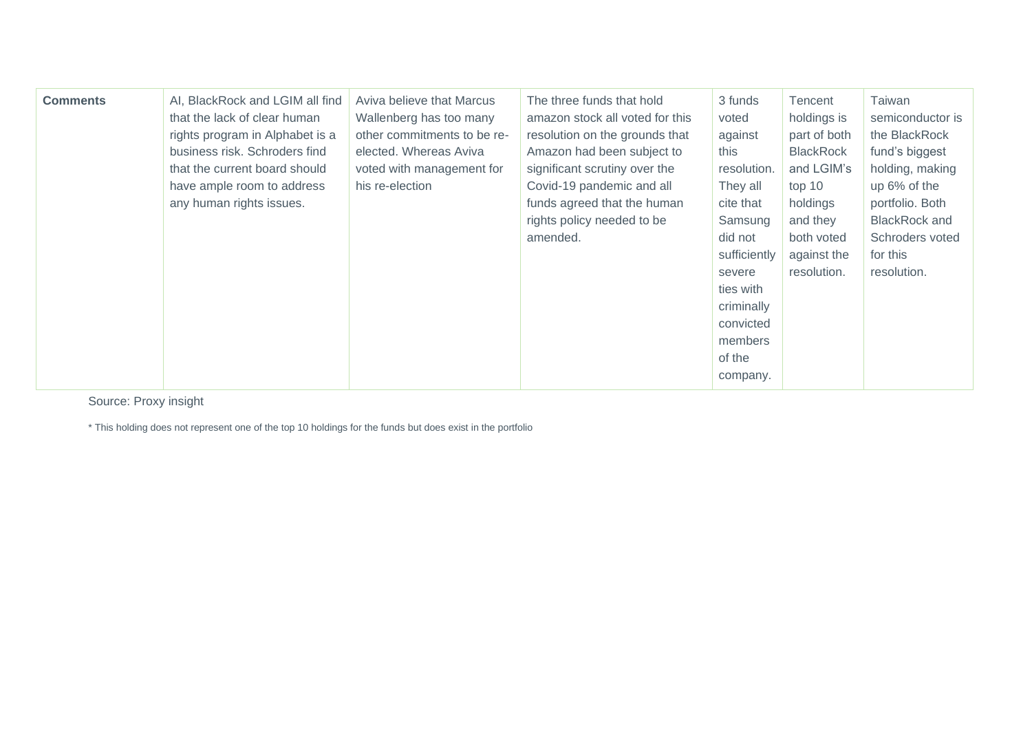| | | | | | | |
|---|---|---|---|---|---|---|
| **Comments** | AI, BlackRock and LGIM all find that the lack of clear human rights program in Alphabet is a business risk. Schroders find that the current board should have ample room to address any human rights issues. | Aviva believe that Marcus Wallenberg has too many other commitments to be re-elected. Whereas Aviva voted with management for his re-election | The three funds that hold amazon stock all voted for this resolution on the grounds that Amazon had been subject to significant scrutiny over the Covid-19 pandemic and all funds agreed that the human rights policy needed to be amended. | 3 funds voted against this resolution. They all cite that Samsung did not sufficiently severe ties with criminally convicted members of the company. | Tencent holdings is part of both BlackRock and LGIM's top 10 holdings and they both voted against the resolution. | Taiwan semiconductor is the BlackRock fund's biggest holding, making up 6% of the portfolio. Both BlackRock and Schroders voted for this resolution. |

Source: Proxy insight

* This holding does not represent one of the top 10 holdings for the funds but does exist in the portfolio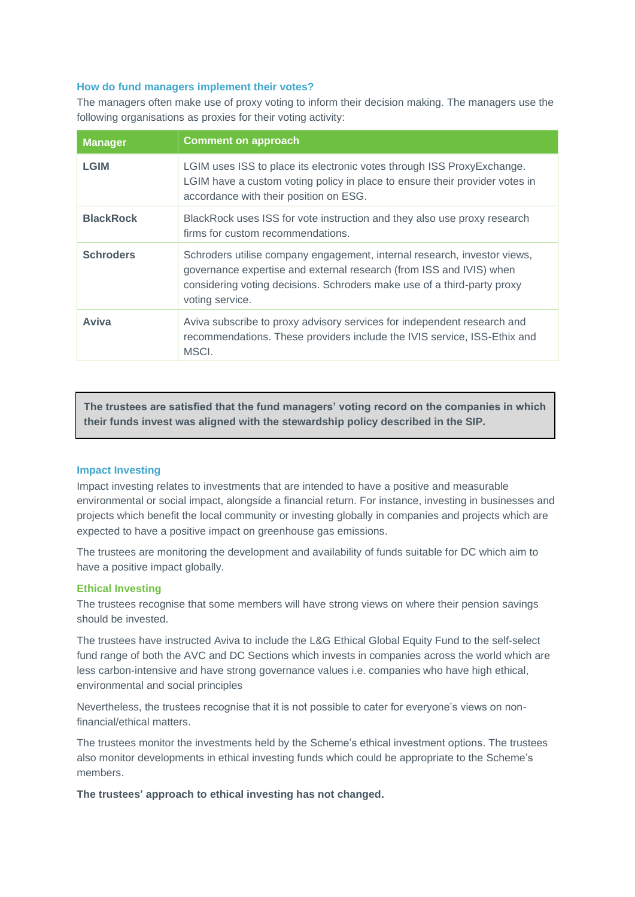### How do fund managers implement their votes?

The managers often make use of proxy voting to inform their decision making. The managers use the following organisations as proxies for their voting activity:

| Manager | Comment on approach |
|---|---|
| **LGIM** | LGIM uses ISS to place its electronic votes through ISS ProxyExchange. LGIM have a custom voting policy in place to ensure their provider votes in accordance with their position on ESG. |
| **BlackRock** | BlackRock uses ISS for vote instruction and they also use proxy research firms for custom recommendations. |
| **Schroders** | Schroders utilise company engagement, internal research, investor views, governance expertise and external research (from ISS and IVIS) when considering voting decisions. Schroders make use of a third-party proxy voting service. |
| **Aviva** | Aviva subscribe to proxy advisory services for independent research and recommendations. These providers include the IVIS service, ISS-Ethix and MSCI. |

**The trustees are satisfied that the fund managers' voting record on the companies in which their funds invest was aligned with the stewardship policy described in the SIP.**

### Impact Investing

Impact investing relates to investments that are intended to have a positive and measurable environmental or social impact, alongside a financial return. For instance, investing in businesses and projects which benefit the local community or investing globally in companies and projects which are expected to have a positive impact on greenhouse gas emissions.

The trustees are monitoring the development and availability of funds suitable for DC which aim to have a positive impact globally.

### Ethical Investing

The trustees recognise that some members will have strong views on where their pension savings should be invested.

The trustees have instructed Aviva to include the L&G Ethical Global Equity Fund to the self-select fund range of both the AVC and DC Sections which invests in companies across the world which are less carbon-intensive and have strong governance values i.e. companies who have high ethical, environmental and social principles

Nevertheless, the trustees recognise that it is not possible to cater for everyone's views on non-financial/ethical matters.

The trustees monitor the investments held by the Scheme's ethical investment options. The trustees also monitor developments in ethical investing funds which could be appropriate to the Scheme's members.

**The trustees' approach to ethical investing has not changed.**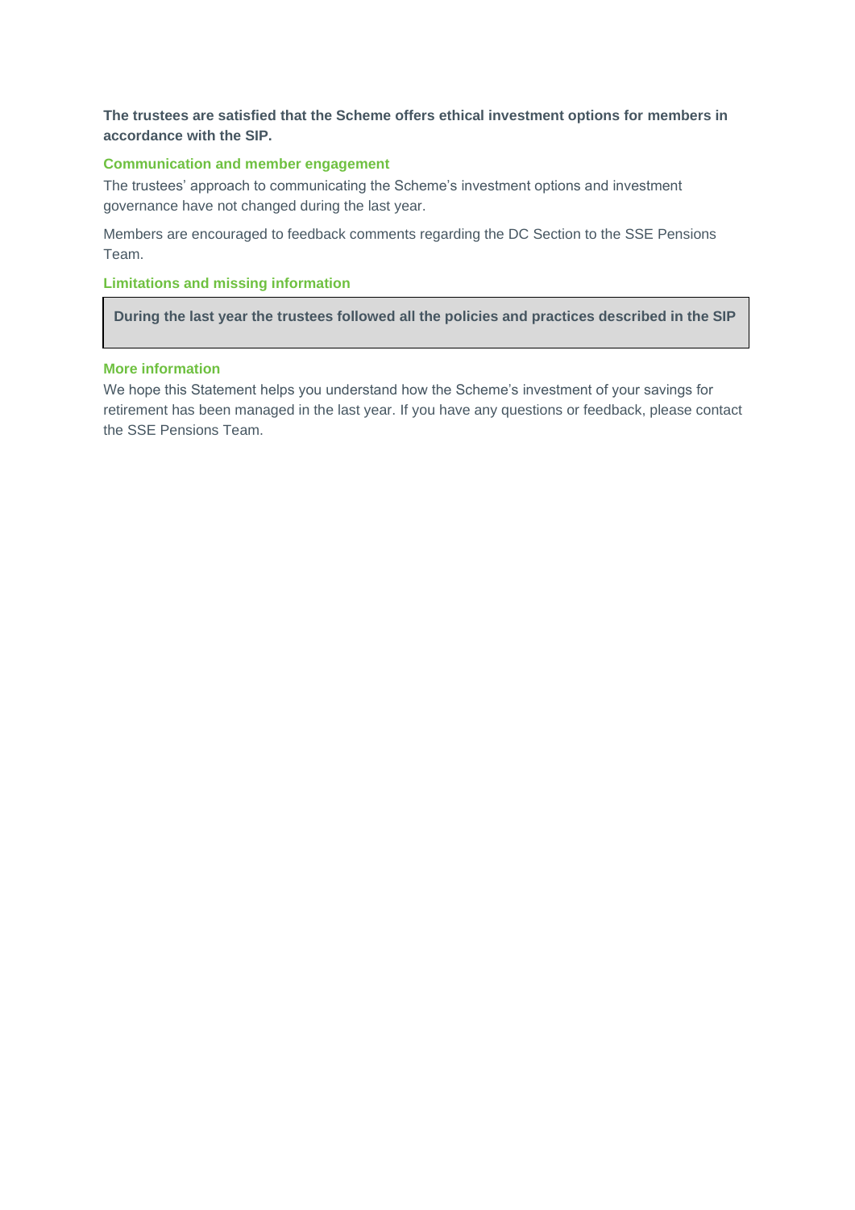**The trustees are satisfied that the Scheme offers ethical investment options for members in accordance with the SIP.**

### Communication and member engagement

The trustees' approach to communicating the Scheme's investment options and investment governance have not changed during the last year.

Members are encouraged to feedback comments regarding the DC Section to the SSE Pensions Team.

### Limitations and missing information

**During the last year the trustees followed all the policies and practices described in the SIP**

### More information

We hope this Statement helps you understand how the Scheme's investment of your savings for retirement has been managed in the last year. If you have any questions or feedback, please contact the SSE Pensions Team.